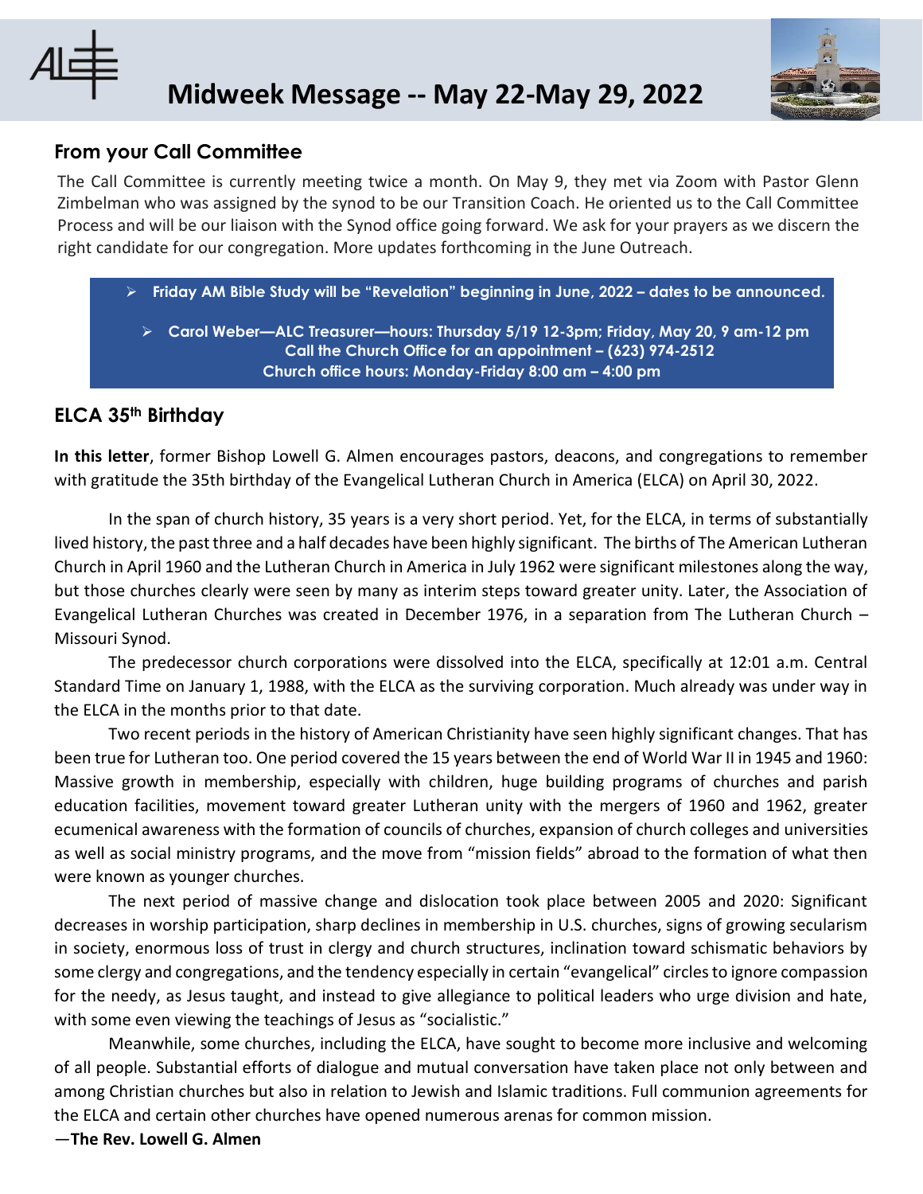# Midweek Message -- May 22-May 29, 2022

## From your Call Committee

The Call Committee is currently meeting twice a month. On May 9, they met via Zoom with Pastor Glenn Zimbelman who was assigned by the synod to be our Transition Coach. He oriented us to the Call Committee Process and will be our liaison with the Synod office going forward. We ask for your prayers as we discern the right candidate for our congregation. More updates forthcoming in the June Outreach.

- **Friday AM Bible Study will be "Revelation" beginning in June, 2022 – dates to be announced.**
- **Carol Weber—ALC Treasurer—hours: Thursday 5/19 12-3pm; Friday, May 20, 9 am-12 pm**
  **Call the Church Office for an appointment – (623) 974-2512**
  **Church office hours: Monday-Friday 8:00 am – 4:00 pm**

## ELCA 35th Birthday

**In this letter**, former Bishop Lowell G. Almen encourages pastors, deacons, and congregations to remember with gratitude the 35th birthday of the Evangelical Lutheran Church in America (ELCA) on April 30, 2022.

In the span of church history, 35 years is a very short period. Yet, for the ELCA, in terms of substantially lived history, the past three and a half decades have been highly significant. The births of The American Lutheran Church in April 1960 and the Lutheran Church in America in July 1962 were significant milestones along the way, but those churches clearly were seen by many as interim steps toward greater unity. Later, the Association of Evangelical Lutheran Churches was created in December 1976, in a separation from The Lutheran Church – Missouri Synod.

The predecessor church corporations were dissolved into the ELCA, specifically at 12:01 a.m. Central Standard Time on January 1, 1988, with the ELCA as the surviving corporation. Much already was under way in the ELCA in the months prior to that date.

Two recent periods in the history of American Christianity have seen highly significant changes. That has been true for Lutheran too. One period covered the 15 years between the end of World War II in 1945 and 1960: Massive growth in membership, especially with children, huge building programs of churches and parish education facilities, movement toward greater Lutheran unity with the mergers of 1960 and 1962, greater ecumenical awareness with the formation of councils of churches, expansion of church colleges and universities as well as social ministry programs, and the move from "mission fields" abroad to the formation of what then were known as younger churches.

The next period of massive change and dislocation took place between 2005 and 2020: Significant decreases in worship participation, sharp declines in membership in U.S. churches, signs of growing secularism in society, enormous loss of trust in clergy and church structures, inclination toward schismatic behaviors by some clergy and congregations, and the tendency especially in certain "evangelical" circles to ignore compassion for the needy, as Jesus taught, and instead to give allegiance to political leaders who urge division and hate, with some even viewing the teachings of Jesus as "socialistic."

Meanwhile, some churches, including the ELCA, have sought to become more inclusive and welcoming of all people. Substantial efforts of dialogue and mutual conversation have taken place not only between and among Christian churches but also in relation to Jewish and Islamic traditions. Full communion agreements for the ELCA and certain other churches have opened numerous arenas for common mission.

—**The Rev. Lowell G. Almen**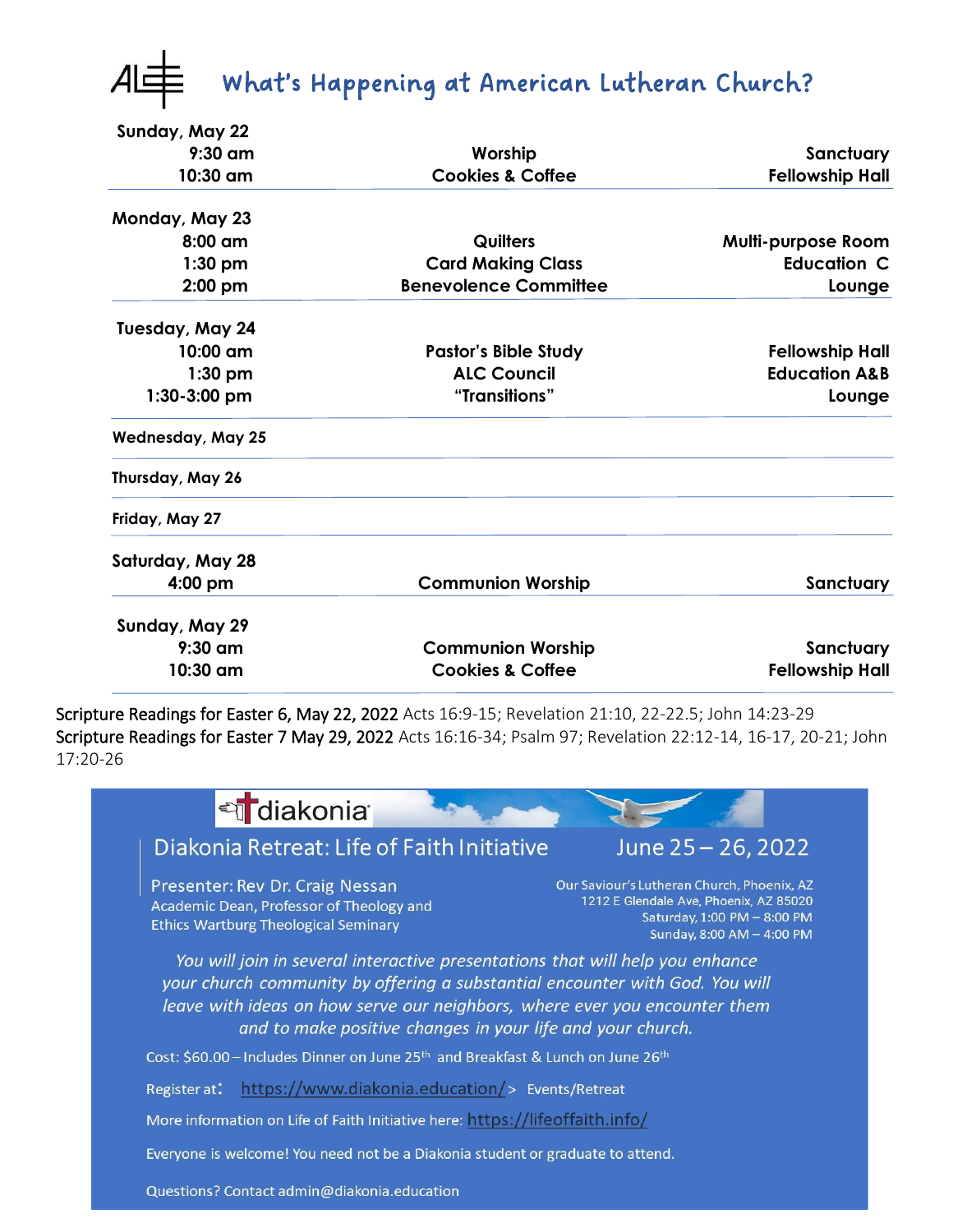# What's Happening at American Lutheran Church?

| | | |
|---|---|---|
| **Sunday, May 22** | | |
| 9:30 am | Worship | Sanctuary |
| 10:30 am | Cookies & Coffee | Fellowship Hall |
| **Monday, May 23** | | |
| 8:00 am | Quilters | Multi-purpose Room |
| 1:30 pm | Card Making Class | Education C |
| 2:00 pm | Benevolence Committee | Lounge |
| **Tuesday, May 24** | | |
| 10:00 am | Pastor's Bible Study | Fellowship Hall |
| 1:30 pm | ALC Council | Education A&B |
| 1:30-3:00 pm | "Transitions" | Lounge |
| **Wednesday, May 25** | | |
| **Thursday, May 26** | | |
| **Friday, May 27** | | |
| **Saturday, May 28** | | |
| 4:00 pm | Communion Worship | Sanctuary |
| **Sunday, May 29** | | |
| 9:30 am | Communion Worship | Sanctuary |
| 10:30 am | Cookies & Coffee | Fellowship Hall |

Scripture Readings for Easter 6, May 22, 2022 Acts 16:9-15; Revelation 21:10, 22-22.5; John 14:23-29
Scripture Readings for Easter 7 May 29, 2022 Acts 16:16-34; Psalm 97; Revelation 22:12-14, 16-17, 20-21; John 17:20-26

diakonia

## Diakonia Retreat: Life of Faith Initiative — June 25 – 26, 2022

Presenter: Rev Dr. Craig Nessan
Academic Dean, Professor of Theology and Ethics Wartburg Theological Seminary

Our Saviour's Lutheran Church, Phoenix, AZ
1212 E Glendale Ave, Phoenix, AZ 85020
Saturday, 1:00 PM – 8:00 PM
Sunday, 8:00 AM – 4:00 PM

*You will join in several interactive presentations that will help you enhance your church community by offering a substantial encounter with God. You will leave with ideas on how serve our neighbors, where ever you encounter them and to make positive changes in your life and your church.*

Cost: $60.00 – Includes Dinner on June 25th and Breakfast & Lunch on June 26th

Register at: https://www.diakonia.education/ > Events/Retreat

More information on Life of Faith Initiative here: https://lifeoffaith.info/

Everyone is welcome! You need not be a Diakonia student or graduate to attend.

Questions? Contact admin@diakonia.education